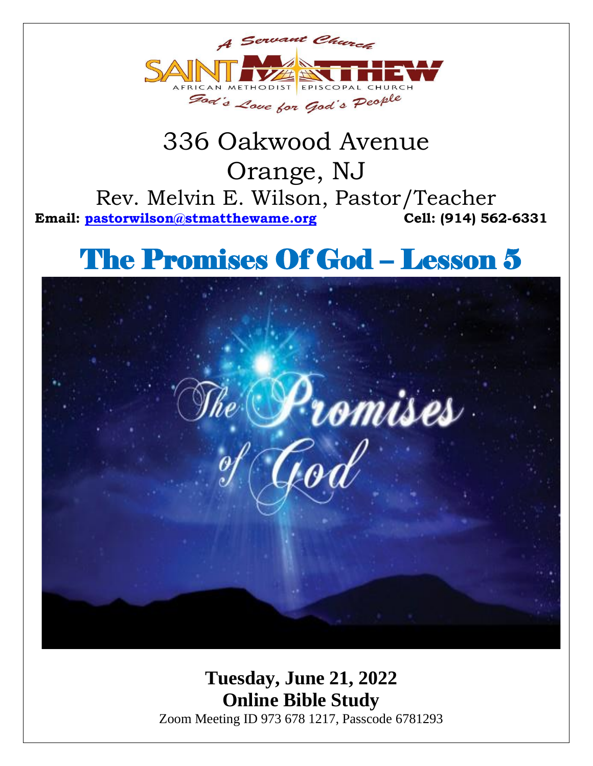A Servant Church

SAINT MATTHEW

AFRICAN METHODIST EPISCOPAL CHURCH

God's Love for God's People

336 Oakwood Avenue

Orange, NJ

Rev. Melvin E. Wilson, Pastor/Teacher

**Email: pastorwilson@stmatthewame.org** **Cell: (914) 562-6331**

# The Promises Of God – Lesson 5

**Tuesday, June 21, 2022**

**Online Bible Study**

Zoom Meeting ID 973 678 1217, Passcode 6781293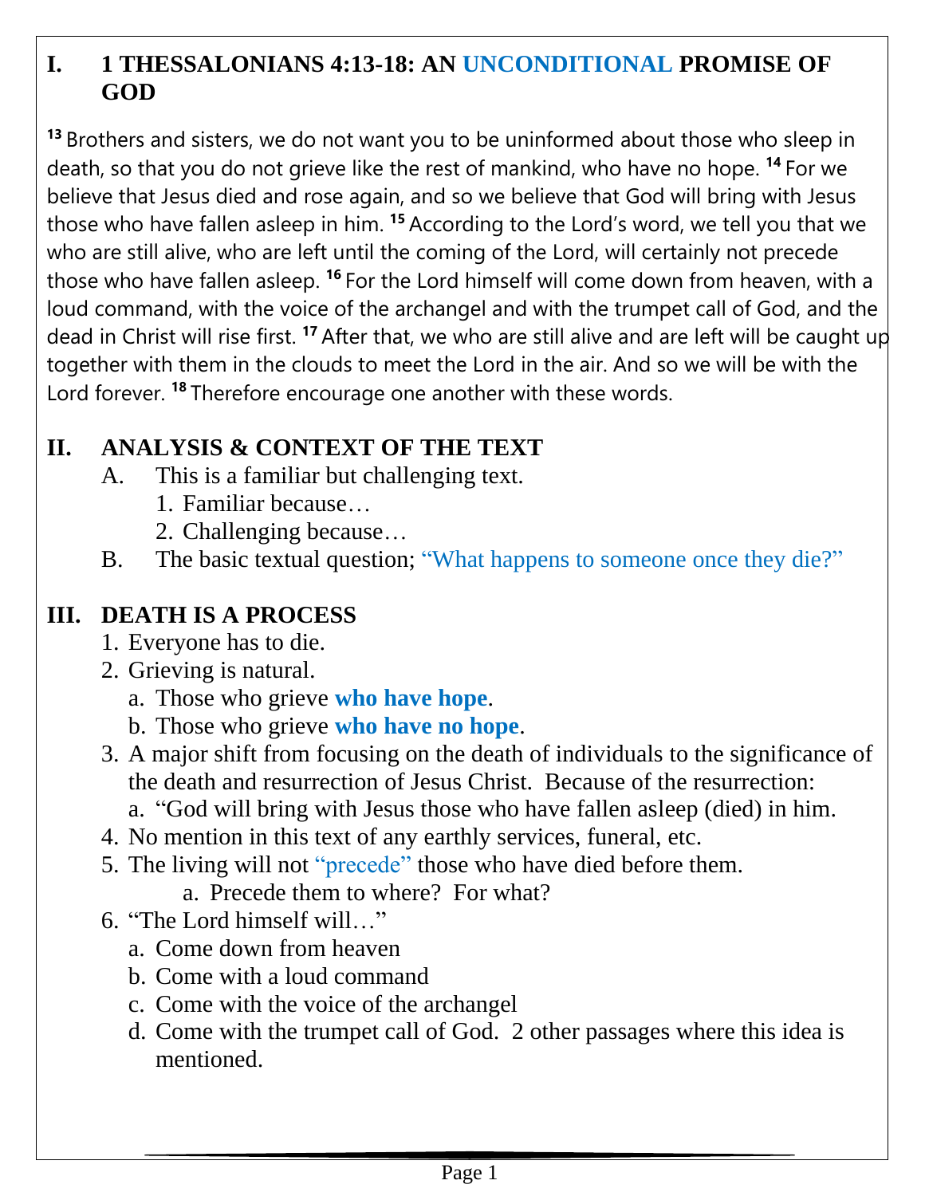## I. 1 THESSALONIANS 4:13-18: AN UNCONDITIONAL PROMISE OF GOD

[13] Brothers and sisters, we do not want you to be uninformed about those who sleep in death, so that you do not grieve like the rest of mankind, who have no hope. [14] For we believe that Jesus died and rose again, and so we believe that God will bring with Jesus those who have fallen asleep in him. [15] According to the Lord's word, we tell you that we who are still alive, who are left until the coming of the Lord, will certainly not precede those who have fallen asleep. [16] For the Lord himself will come down from heaven, with a loud command, with the voice of the archangel and with the trumpet call of God, and the dead in Christ will rise first. [17] After that, we who are still alive and are left will be caught up together with them in the clouds to meet the Lord in the air. And so we will be with the Lord forever. [18] Therefore encourage one another with these words.

## II. ANALYSIS & CONTEXT OF THE TEXT

A. This is a familiar but challenging text.
   1. Familiar because…
   2. Challenging because…

B. The basic textual question; "What happens to someone once they die?"

## III. DEATH IS A PROCESS

1. Everyone has to die.
2. Grieving is natural.
   a. Those who grieve **who have hope**.
   b. Those who grieve **who have no hope**.
3. A major shift from focusing on the death of individuals to the significance of the death and resurrection of Jesus Christ. Because of the resurrection:
   a. "God will bring with Jesus those who have fallen asleep (died) in him.
4. No mention in this text of any earthly services, funeral, etc.
5. The living will not "precede" those who have died before them.
   a. Precede them to where? For what?
6. "The Lord himself will…"
   a. Come down from heaven
   b. Come with a loud command
   c. Come with the voice of the archangel
   d. Come with the trumpet call of God. 2 other passages where this idea is mentioned.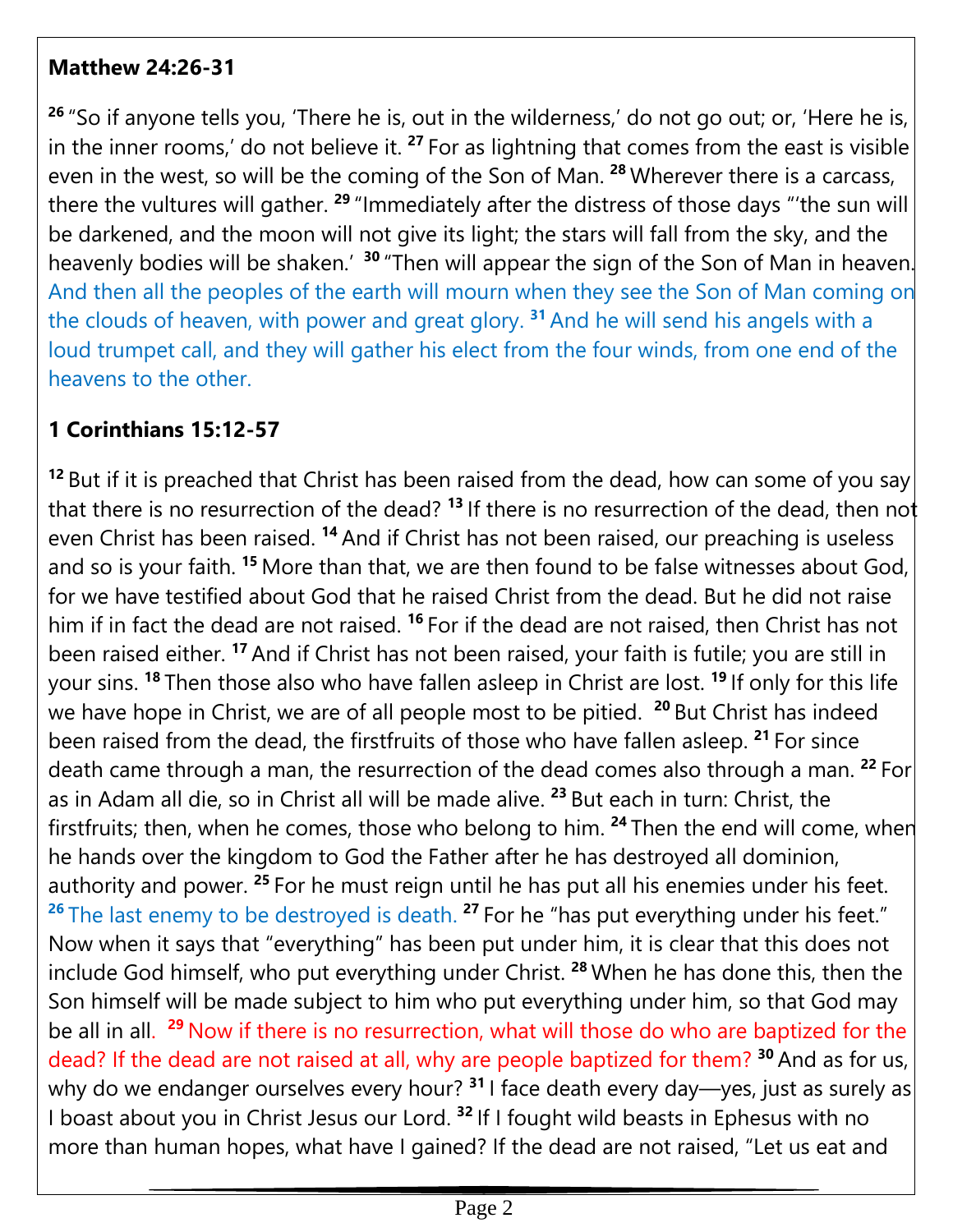**Matthew 24:26-31**

[26] "So if anyone tells you, 'There he is, out in the wilderness,' do not go out; or, 'Here he is, in the inner rooms,' do not believe it. [27] For as lightning that comes from the east is visible even in the west, so will be the coming of the Son of Man. [28] Wherever there is a carcass, there the vultures will gather. [29] "Immediately after the distress of those days "'the sun will be darkened, and the moon will not give its light; the stars will fall from the sky, and the heavenly bodies will be shaken.' [30] "Then will appear the sign of the Son of Man in heaven. And then all the peoples of the earth will mourn when they see the Son of Man coming on the clouds of heaven, with power and great glory. [31] And he will send his angels with a loud trumpet call, and they will gather his elect from the four winds, from one end of the heavens to the other.

**1 Corinthians 15:12-57**

[12] But if it is preached that Christ has been raised from the dead, how can some of you say that there is no resurrection of the dead? [13] If there is no resurrection of the dead, then not even Christ has been raised. [14] And if Christ has not been raised, our preaching is useless and so is your faith. [15] More than that, we are then found to be false witnesses about God, for we have testified about God that he raised Christ from the dead. But he did not raise him if in fact the dead are not raised. [16] For if the dead are not raised, then Christ has not been raised either. [17] And if Christ has not been raised, your faith is futile; you are still in your sins. [18] Then those also who have fallen asleep in Christ are lost. [19] If only for this life we have hope in Christ, we are of all people most to be pitied. [20] But Christ has indeed been raised from the dead, the firstfruits of those who have fallen asleep. [21] For since death came through a man, the resurrection of the dead comes also through a man. [22] For as in Adam all die, so in Christ all will be made alive. [23] But each in turn: Christ, the firstfruits; then, when he comes, those who belong to him. [24] Then the end will come, when he hands over the kingdom to God the Father after he has destroyed all dominion, authority and power. [25] For he must reign until he has put all his enemies under his feet. [26] The last enemy to be destroyed is death. [27] For he "has put everything under his feet." Now when it says that "everything" has been put under him, it is clear that this does not include God himself, who put everything under Christ. [28] When he has done this, then the Son himself will be made subject to him who put everything under him, so that God may be all in all. [29] Now if there is no resurrection, what will those do who are baptized for the dead? If the dead are not raised at all, why are people baptized for them? [30] And as for us, why do we endanger ourselves every hour? [31] I face death every day—yes, just as surely as I boast about you in Christ Jesus our Lord. [32] If I fought wild beasts in Ephesus with no more than human hopes, what have I gained? If the dead are not raised, "Let us eat and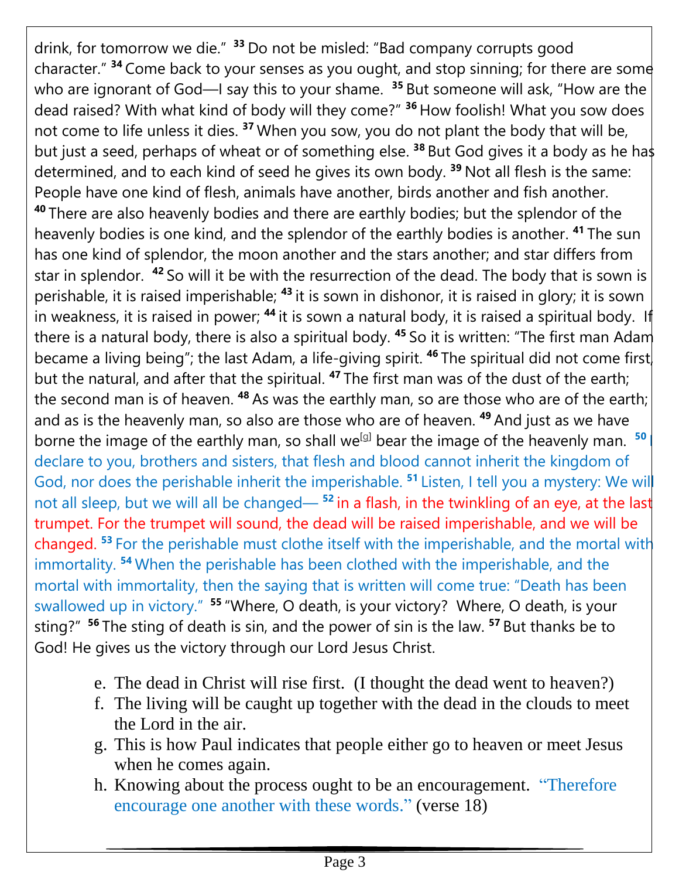drink, for tomorrow we die." [33] Do not be misled: "Bad company corrupts good character." [34] Come back to your senses as you ought, and stop sinning; for there are some who are ignorant of God—I say this to your shame. [35] But someone will ask, "How are the dead raised? With what kind of body will they come?" [36] How foolish! What you sow does not come to life unless it dies. [37] When you sow, you do not plant the body that will be, but just a seed, perhaps of wheat or of something else. [38] But God gives it a body as he has determined, and to each kind of seed he gives its own body. [39] Not all flesh is the same: People have one kind of flesh, animals have another, birds another and fish another. [40] There are also heavenly bodies and there are earthly bodies; but the splendor of the heavenly bodies is one kind, and the splendor of the earthly bodies is another. [41] The sun has one kind of splendor, the moon another and the stars another; and star differs from star in splendor. [42] So will it be with the resurrection of the dead. The body that is sown is perishable, it is raised imperishable; [43] it is sown in dishonor, it is raised in glory; it is sown in weakness, it is raised in power; [44] it is sown a natural body, it is raised a spiritual body. If there is a natural body, there is also a spiritual body. [45] So it is written: "The first man Adam became a living being"; the last Adam, a life-giving spirit. [46] The spiritual did not come first, but the natural, and after that the spiritual. [47] The first man was of the dust of the earth; the second man is of heaven. [48] As was the earthly man, so are those who are of the earth; and as is the heavenly man, so also are those who are of heaven. [49] And just as we have borne the image of the earthly man, so shall we[g] bear the image of the heavenly man. [50] I declare to you, brothers and sisters, that flesh and blood cannot inherit the kingdom of God, nor does the perishable inherit the imperishable. [51] Listen, I tell you a mystery: We will not all sleep, but we will all be changed— [52] in a flash, in the twinkling of an eye, at the last trumpet. For the trumpet will sound, the dead will be raised imperishable, and we will be changed. [53] For the perishable must clothe itself with the imperishable, and the mortal with immortality. [54] When the perishable has been clothed with the imperishable, and the mortal with immortality, then the saying that is written will come true: "Death has been swallowed up in victory." [55] "Where, O death, is your victory? Where, O death, is your sting?" [56] The sting of death is sin, and the power of sin is the law. [57] But thanks be to God! He gives us the victory through our Lord Jesus Christ.

e. The dead in Christ will rise first. (I thought the dead went to heaven?)
f. The living will be caught up together with the dead in the clouds to meet the Lord in the air.
g. This is how Paul indicates that people either go to heaven or meet Jesus when he comes again.
h. Knowing about the process ought to be an encouragement. "Therefore encourage one another with these words." (verse 18)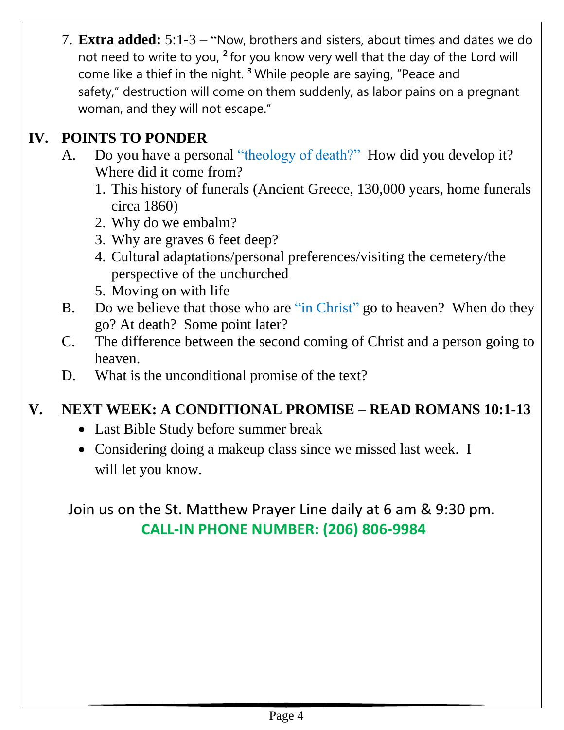7. **Extra added:** 5:1-3 – "Now, brothers and sisters, about times and dates we do not need to write to you, [2] for you know very well that the day of the Lord will come like a thief in the night. [3] While people are saying, "Peace and safety," destruction will come on them suddenly, as labor pains on a pregnant woman, and they will not escape."

## IV. POINTS TO PONDER

A. Do you have a personal "theology of death?" How did you develop it? Where did it come from?
   1. This history of funerals (Ancient Greece, 130,000 years, home funerals circa 1860)
   2. Why do we embalm?
   3. Why are graves 6 feet deep?
   4. Cultural adaptations/personal preferences/visiting the cemetery/the perspective of the unchurched
   5. Moving on with life

B. Do we believe that those who are "in Christ" go to heaven? When do they go? At death? Some point later?

C. The difference between the second coming of Christ and a person going to heaven.

D. What is the unconditional promise of the text?

## V. NEXT WEEK: A CONDITIONAL PROMISE – READ ROMANS 10:1-13

- Last Bible Study before summer break
- Considering doing a makeup class since we missed last week. I will let you know.

Join us on the St. Matthew Prayer Line daily at 6 am & 9:30 pm.

**CALL-IN PHONE NUMBER: (206) 806-9984**